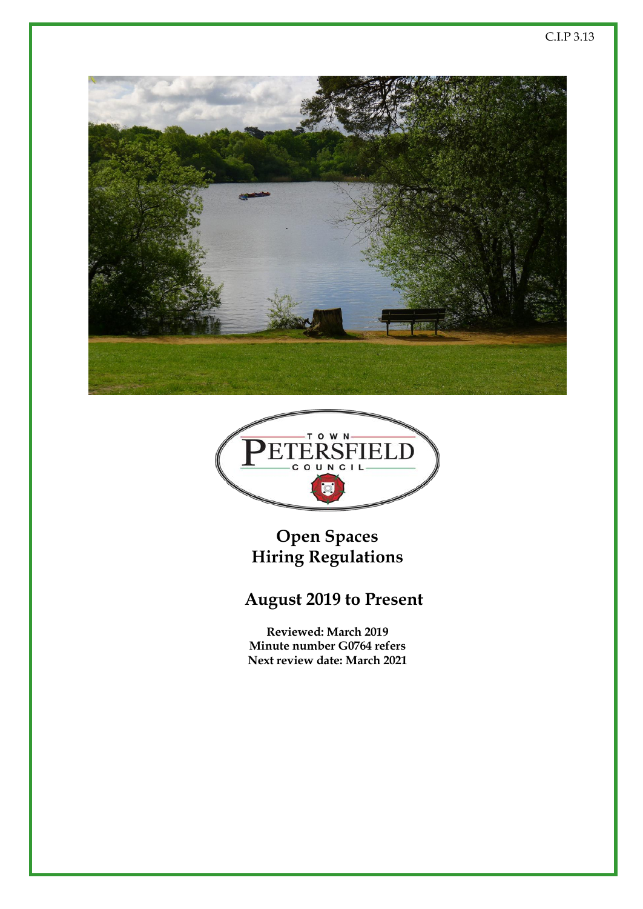C.I.P 3.13

TOWN
PETERSFIELD
COUNCIL

# Open Spaces Hiring Regulations

## August 2019 to Present

**Reviewed: March 2019**
**Minute number G0764 refers**
**Next review date: March 2021**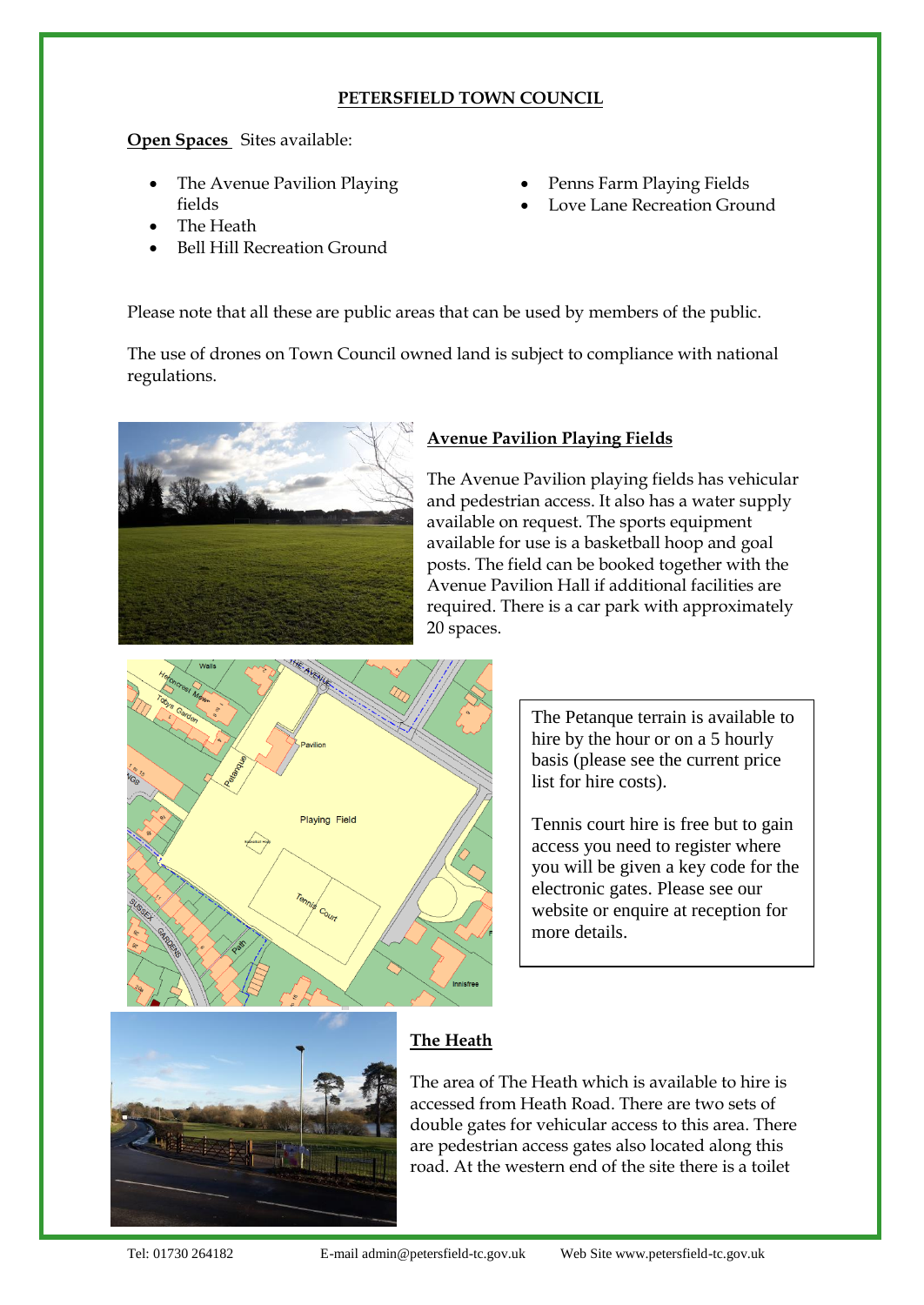**PETERSFIELD TOWN COUNCIL**

**Open Spaces** Sites available:

- The Avenue Pavilion Playing fields
- The Heath
- Bell Hill Recreation Ground
- Penns Farm Playing Fields
- Love Lane Recreation Ground

Please note that all these are public areas that can be used by members of the public.

The use of drones on Town Council owned land is subject to compliance with national regulations.

## Avenue Pavilion Playing Fields

The Avenue Pavilion playing fields has vehicular and pedestrian access. It also has a water supply available on request. The sports equipment available for use is a basketball hoop and goal posts. The field can be booked together with the Avenue Pavilion Hall if additional facilities are required. There is a car park with approximately 20 spaces.

The Petanque terrain is available to hire by the hour or on a 5 hourly basis (please see the current price list for hire costs).

Tennis court hire is free but to gain access you need to register where you will be given a key code for the electronic gates. Please see our website or enquire at reception for more details.

## The Heath

The area of The Heath which is available to hire is accessed from Heath Road. There are two sets of double gates for vehicular access to this area. There are pedestrian access gates also located along this road. At the western end of the site there is a toilet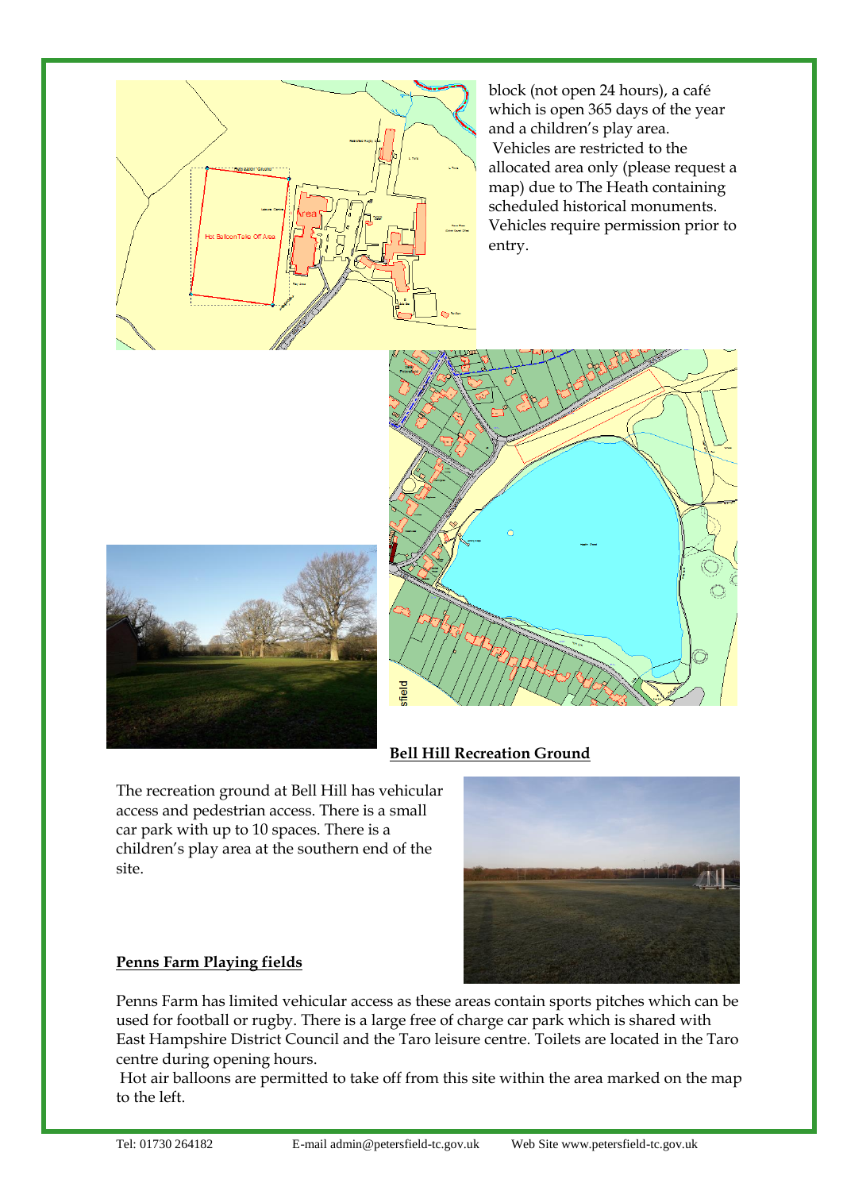block (not open 24 hours), a café which is open 365 days of the year and a children's play area.

Vehicles are restricted to the allocated area only (please request a map) due to The Heath containing scheduled historical monuments. Vehicles require permission prior to entry.

**Bell Hill Recreation Ground**

The recreation ground at Bell Hill has vehicular access and pedestrian access. There is a small car park with up to 10 spaces. There is a children's play area at the southern end of the site.

**Penns Farm Playing fields**

Penns Farm has limited vehicular access as these areas contain sports pitches which can be used for football or rugby. There is a large free of charge car park which is shared with East Hampshire District Council and the Taro leisure centre. Toilets are located in the Taro centre during opening hours.

Hot air balloons are permitted to take off from this site within the area marked on the map to the left.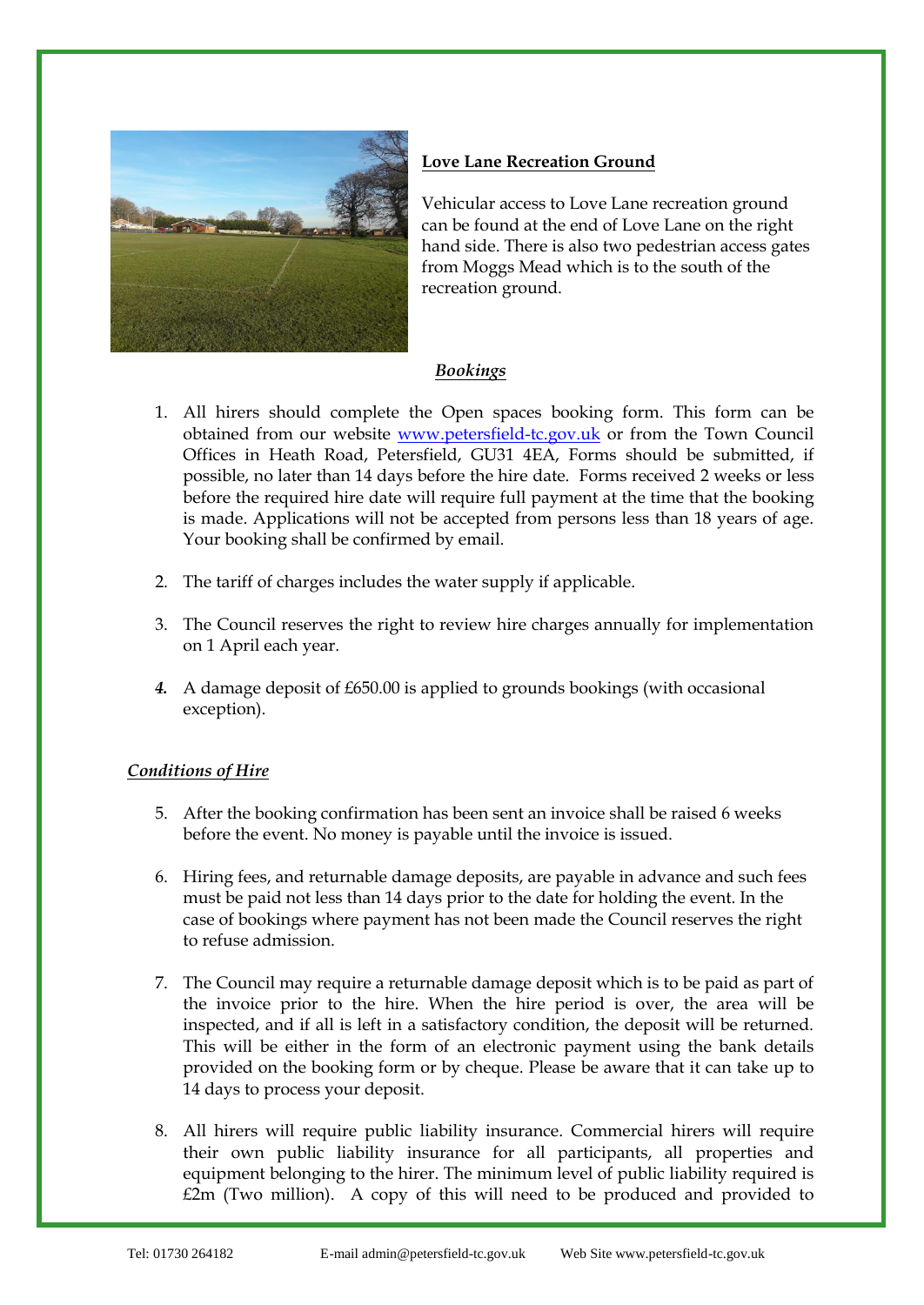**Love Lane Recreation Ground**

Vehicular access to Love Lane recreation ground can be found at the end of Love Lane on the right hand side. There is also two pedestrian access gates from Moggs Mead which is to the south of the recreation ground.

***Bookings***

1. All hirers should complete the Open spaces booking form. This form can be obtained from our website [www.petersfield-tc.gov.uk](http://www.petersfield-tc.gov.uk) or from the Town Council Offices in Heath Road, Petersfield, GU31 4EA, Forms should be submitted, if possible, no later than 14 days before the hire date. Forms received 2 weeks or less before the required hire date will require full payment at the time that the booking is made. Applications will not be accepted from persons less than 18 years of age. Your booking shall be confirmed by email.

2. The tariff of charges includes the water supply if applicable.

3. The Council reserves the right to review hire charges annually for implementation on 1 April each year.

4. A damage deposit of £650.00 is applied to grounds bookings (with occasional exception).

***Conditions of Hire***

5. After the booking confirmation has been sent an invoice shall be raised 6 weeks before the event. No money is payable until the invoice is issued.

6. Hiring fees, and returnable damage deposits, are payable in advance and such fees must be paid not less than 14 days prior to the date for holding the event. In the case of bookings where payment has not been made the Council reserves the right to refuse admission.

7. The Council may require a returnable damage deposit which is to be paid as part of the invoice prior to the hire. When the hire period is over, the area will be inspected, and if all is left in a satisfactory condition, the deposit will be returned. This will be either in the form of an electronic payment using the bank details provided on the booking form or by cheque. Please be aware that it can take up to 14 days to process your deposit.

8. All hirers will require public liability insurance. Commercial hirers will require their own public liability insurance for all participants, all properties and equipment belonging to the hirer. The minimum level of public liability required is £2m (Two million). A copy of this will need to be produced and provided to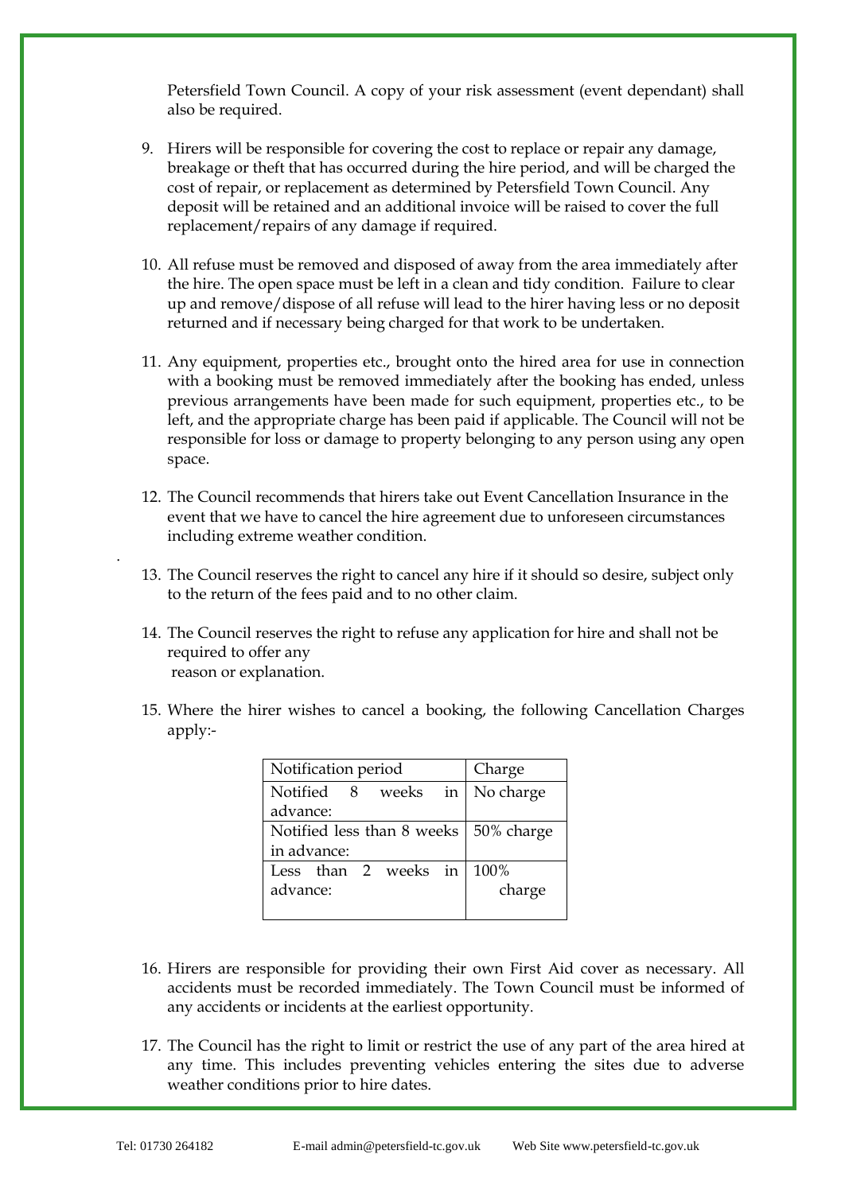Petersfield Town Council. A copy of your risk assessment (event dependant) shall also be required.

9. Hirers will be responsible for covering the cost to replace or repair any damage, breakage or theft that has occurred during the hire period, and will be charged the cost of repair, or replacement as determined by Petersfield Town Council. Any deposit will be retained and an additional invoice will be raised to cover the full replacement/repairs of any damage if required.

10. All refuse must be removed and disposed of away from the area immediately after the hire. The open space must be left in a clean and tidy condition. Failure to clear up and remove/dispose of all refuse will lead to the hirer having less or no deposit returned and if necessary being charged for that work to be undertaken.

11. Any equipment, properties etc., brought onto the hired area for use in connection with a booking must be removed immediately after the booking has ended, unless previous arrangements have been made for such equipment, properties etc., to be left, and the appropriate charge has been paid if applicable. The Council will not be responsible for loss or damage to property belonging to any person using any open space.

12. The Council recommends that hirers take out Event Cancellation Insurance in the event that we have to cancel the hire agreement due to unforeseen circumstances including extreme weather condition.

13. The Council reserves the right to cancel any hire if it should so desire, subject only to the return of the fees paid and to no other claim.

14. The Council reserves the right to refuse any application for hire and shall not be required to offer any reason or explanation.

15. Where the hirer wishes to cancel a booking, the following Cancellation Charges apply:-

| Notification period | Charge |
| --- | --- |
| Notified 8 weeks in advance: | No charge |
| Notified less than 8 weeks in advance: | 50% charge |
| Less than 2 weeks in advance: | 100% charge |

16. Hirers are responsible for providing their own First Aid cover as necessary. All accidents must be recorded immediately. The Town Council must be informed of any accidents or incidents at the earliest opportunity.

17. The Council has the right to limit or restrict the use of any part of the area hired at any time. This includes preventing vehicles entering the sites due to adverse weather conditions prior to hire dates.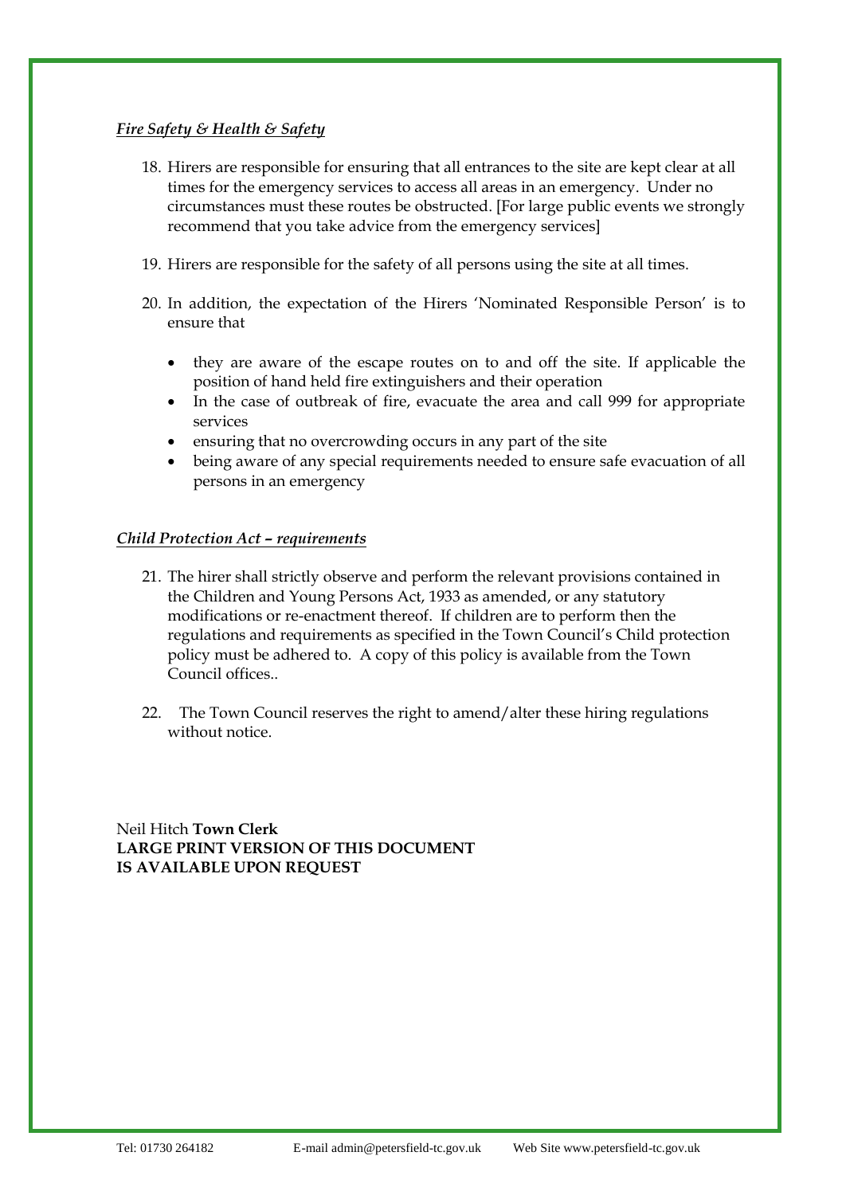***Fire Safety & Health & Safety***

18. Hirers are responsible for ensuring that all entrances to the site are kept clear at all times for the emergency services to access all areas in an emergency. Under no circumstances must these routes be obstructed. [For large public events we strongly recommend that you take advice from the emergency services]

19. Hirers are responsible for the safety of all persons using the site at all times.

20. In addition, the expectation of the Hirers 'Nominated Responsible Person' is to ensure that

    - they are aware of the escape routes on to and off the site. If applicable the position of hand held fire extinguishers and their operation
    - In the case of outbreak of fire, evacuate the area and call 999 for appropriate services
    - ensuring that no overcrowding occurs in any part of the site
    - being aware of any special requirements needed to ensure safe evacuation of all persons in an emergency

***Child Protection Act – requirements***

21. The hirer shall strictly observe and perform the relevant provisions contained in the Children and Young Persons Act, 1933 as amended, or any statutory modifications or re-enactment thereof. If children are to perform then the regulations and requirements as specified in the Town Council's Child protection policy must be adhered to. A copy of this policy is available from the Town Council offices..

22. The Town Council reserves the right to amend/alter these hiring regulations without notice.

Neil Hitch **Town Clerk**
**LARGE PRINT VERSION OF THIS DOCUMENT IS AVAILABLE UPON REQUEST**

Tel: 01730 264182 E-mail admin@petersfield-tc.gov.uk Web Site www.petersfield-tc.gov.uk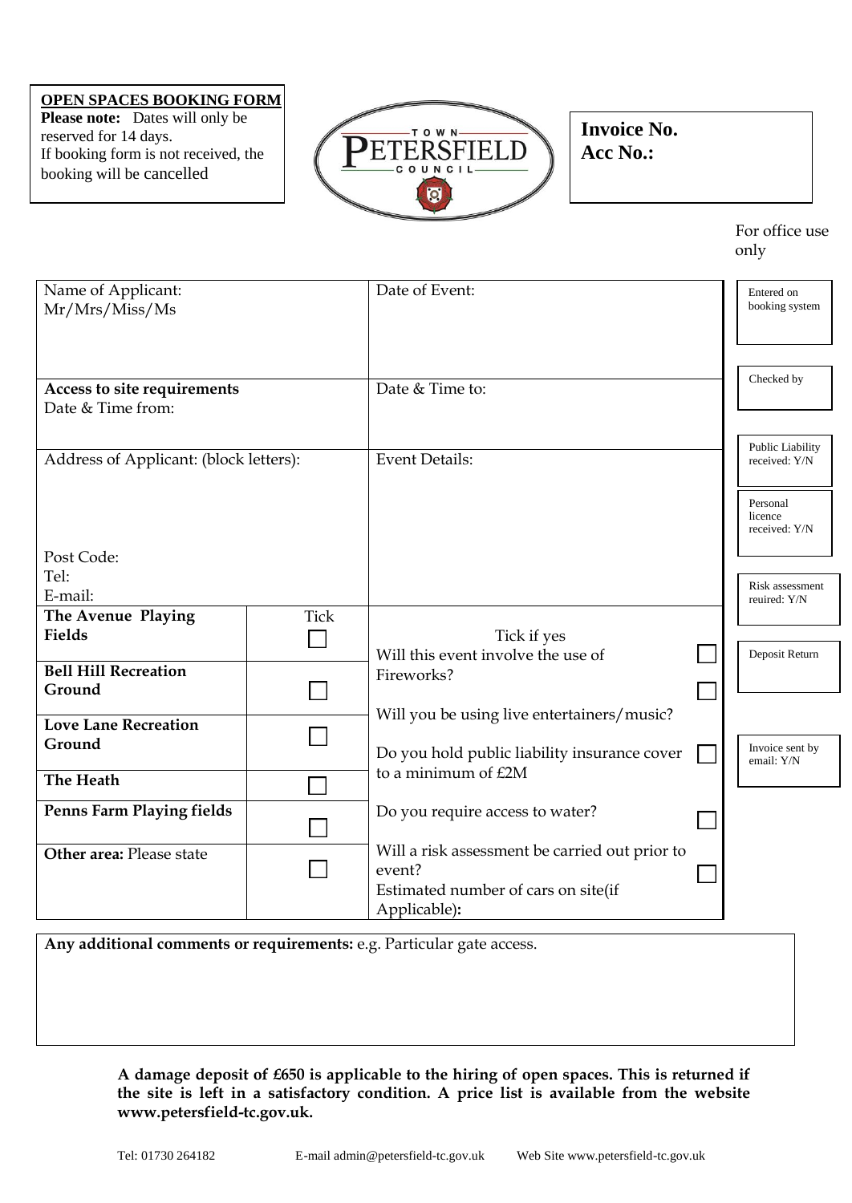**OPEN SPACES BOOKING FORM**

**Please note:** Dates will only be reserved for 14 days.
If booking form is not received, the booking will be cancelled

TOWN PETERSFIELD COUNCIL

**Invoice No.**
**Acc No.:**

For office use only

| | | | |
|---|---|---|---|
| Name of Applicant: Mr/Mrs/Miss/Ms | | Date of Event: | Entered on booking system |
| **Access to site requirements** Date & Time from: | | Date & Time to: | Checked by |
| Address of Applicant: (block letters): Post Code: Tel: E-mail: | | Event Details: | Public Liability received: Y/N; Personal licence received: Y/N; Risk assessment reuired: Y/N |
| **The Avenue Playing Fields** | Tick ☐ | Tick if yes | Deposit Return |
| | | Will this event involve the use of Fireworks? ☐ | |
| **Bell Hill Recreation Ground** | ☐ | Will you be using live entertainers/music? ☐ | |
| **Love Lane Recreation Ground** | ☐ | Do you hold public liability insurance cover to a minimum of £2M ☐ | Invoice sent by email: Y/N |
| **The Heath** | ☐ | | |
| **Penns Farm Playing fields** | ☐ | Do you require access to water? ☐ | |
| **Other area:** Please state | ☐ | Will a risk assessment be carried out prior to event? ☐ Estimated number of cars on site(if Applicable)**:** | |

**Any additional comments or requirements:** e.g. Particular gate access.

**A damage deposit of £650 is applicable to the hiring of open spaces. This is returned if the site is left in a satisfactory condition. A price list is available from the website www.petersfield-tc.gov.uk.**

Tel: 01730 264182 E-mail admin@petersfield-tc.gov.uk Web Site www.petersfield-tc.gov.uk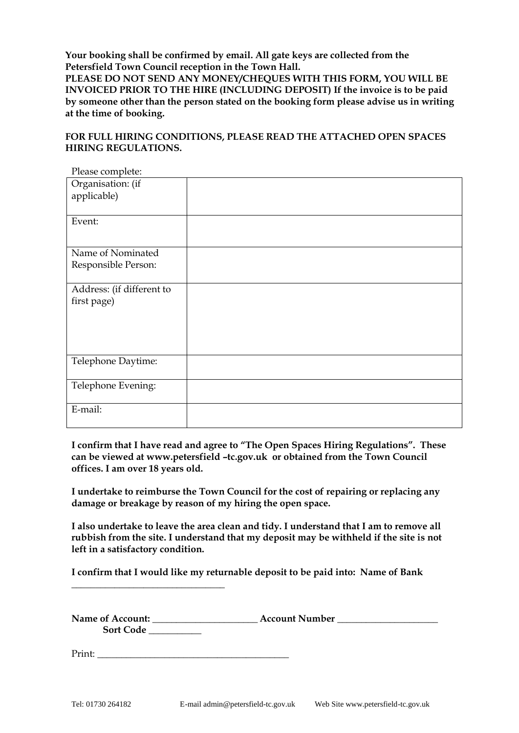**Your booking shall be confirmed by email. All gate keys are collected from the Petersfield Town Council reception in the Town Hall.**
**PLEASE DO NOT SEND ANY MONEY/CHEQUES WITH THIS FORM, YOU WILL BE INVOICED PRIOR TO THE HIRE (INCLUDING DEPOSIT) If the invoice is to be paid by someone other than the person stated on the booking form please advise us in writing at the time of booking.**

**FOR FULL HIRING CONDITIONS, PLEASE READ THE ATTACHED OPEN SPACES HIRING REGULATIONS.**

Please complete:

| | |
|---|---|
| Organisation: (if applicable) | |
| Event: | |
| Name of Nominated Responsible Person: | |
| Address: (if different to first page) | |
| Telephone Daytime: | |
| Telephone Evening: | |
| E-mail: | |

**I confirm that I have read and agree to "The Open Spaces Hiring Regulations". These can be viewed at www.petersfield –tc.gov.uk or obtained from the Town Council offices. I am over 18 years old.**

**I undertake to reimburse the Town Council for the cost of repairing or replacing any damage or breakage by reason of my hiring the open space.**

**I also undertake to leave the area clean and tidy. I understand that I am to remove all rubbish from the site. I understand that my deposit may be withheld if the site is not left in a satisfactory condition.**

**I confirm that I would like my returnable deposit to be paid into: Name of Bank** _________________________________

**Name of Account:** ______________________ **Account Number** _____________________ **Sort Code** ___________

Print: ________________________________________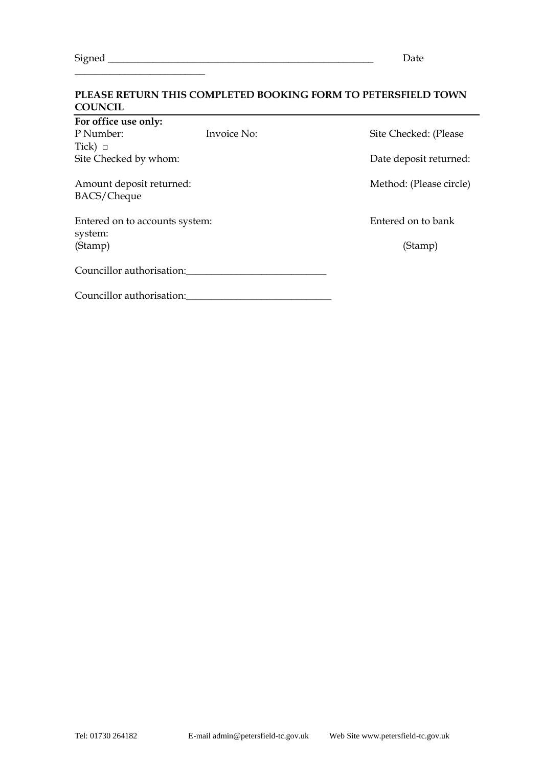Signed ______________________________________________________ Date ___________________________

**PLEASE RETURN THIS COMPLETED BOOKING FORM TO PETERSFIELD TOWN COUNCIL**

---

**For office use only:**

P Number: Invoice No: Site Checked: (Please Tick) □

Site Checked by whom: Date deposit returned:

Amount deposit returned: Method: (Please circle) BACS/Cheque

Entered on to accounts system: Entered on to bank system:

(Stamp) (Stamp)

Councillor authorisation:_____________________________

Councillor authorisation:_______________________________

Tel: 01730 264182 E-mail admin@petersfield-tc.gov.uk Web Site www.petersfield-tc.gov.uk